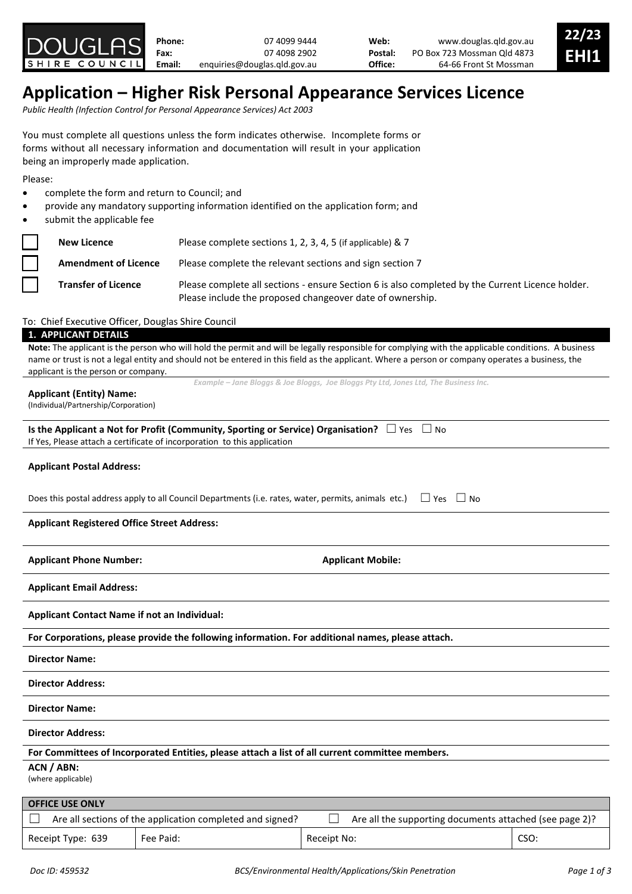DOUGLAS SHIRE COUNCIL

| | | | |
|---|---|---|---|
| **Phone:** | 07 4099 9444 | **Web:** | www.douglas.qld.gov.au |
| **Fax:** | 07 4098 2902 | **Postal:** | PO Box 723 Mossman Qld 4873 |
| **Email:** | enquiries@douglas.qld.gov.au | **Office:** | 64-66 Front St Mossman |

**22/23 EHI1**

# Application – Higher Risk Personal Appearance Services Licence

*Public Health (Infection Control for Personal Appearance Services) Act 2003*

You must complete all questions unless the form indicates otherwise. Incomplete forms or forms without all necessary information and documentation will result in your application being an improperly made application.

Please:

- complete the form and return to Council; and
- provide any mandatory supporting information identified on the application form; and
- submit the applicable fee

| | | |
|---|---|---|
| ☐ | **New Licence** | Please complete sections 1, 2, 3, 4, 5 (if applicable) & 7 |
| ☐ | **Amendment of Licence** | Please complete the relevant sections and sign section 7 |
| ☐ | **Transfer of Licence** | Please complete all sections - ensure Section 6 is also completed by the Current Licence holder. Please include the proposed changeover date of ownership. |

To: Chief Executive Officer, Douglas Shire Council

## 1. APPLICANT DETAILS

**Note:** The applicant is the person who will hold the permit and will be legally responsible for complying with the applicable conditions. A business name or trust is not a legal entity and should not be entered in this field as the applicant. Where a person or company operates a business, the applicant is the person or company.

**Applicant (Entity) Name:**
(Individual/Partnership/Corporation)

*Example – Jane Bloggs & Joe Bloggs, Joe Bloggs Pty Ltd, Jones Ltd, The Business Inc.*

**Is the Applicant a Not for Profit (Community, Sporting or Service) Organisation?** ☐ Yes ☐ No
If Yes, Please attach a certificate of incorporation to this application

**Applicant Postal Address:**

Does this postal address apply to all Council Departments (i.e. rates, water, permits, animals etc.) ☐ Yes ☐ No

**Applicant Registered Office Street Address:**

**Applicant Phone Number:** **Applicant Mobile:**

**Applicant Email Address:**

**Applicant Contact Name if not an Individual:**

**For Corporations, please provide the following information. For additional names, please attach.**

**Director Name:**

**Director Address:**

**Director Name:**

**Director Address:**

**For Committees of Incorporated Entities, please attach a list of all current committee members.**

**ACN / ABN:**
(where applicable)

| **OFFICE USE ONLY** | | | |
|---|---|---|---|
| ☐ Are all sections of the application completed and signed? | | ☐ Are all the supporting documents attached (see page 2)? | |
| Receipt Type: 639 | Fee Paid: | Receipt No: | CSO: |

*Doc ID: 459532* *BCS/Environmental Health/Applications/Skin Penetration*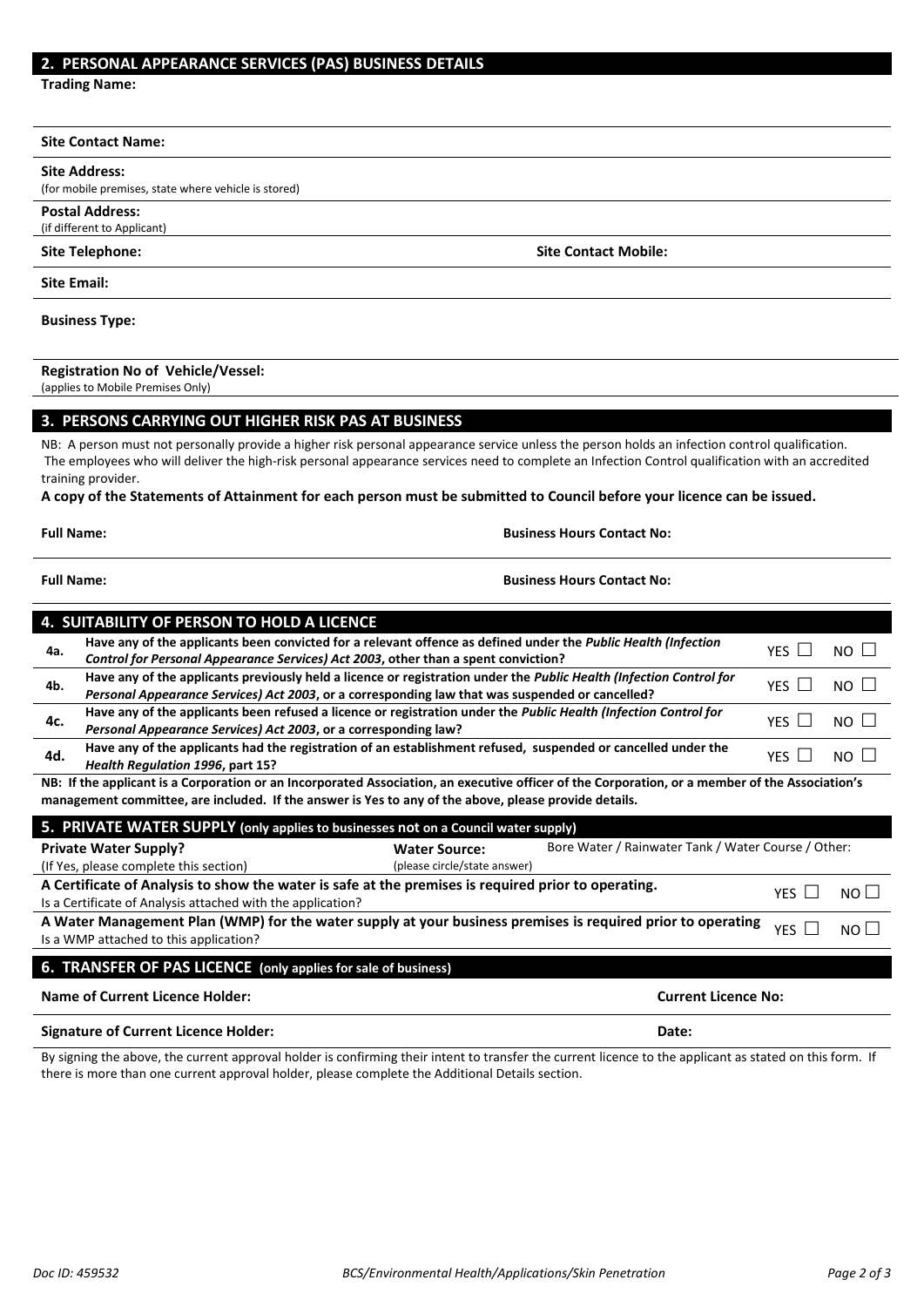## 2. PERSONAL APPEARANCE SERVICES (PAS) BUSINESS DETAILS

**Trading Name:**

**Site Contact Name:**

**Site Address:**
(for mobile premises, state where vehicle is stored)

**Postal Address:**
(if different to Applicant)

**Site Telephone:** **Site Contact Mobile:**

**Site Email:**

**Business Type:**

**Registration No of Vehicle/Vessel:**
(applies to Mobile Premises Only)

## 3. PERSONS CARRYING OUT HIGHER RISK PAS AT BUSINESS

NB: A person must not personally provide a higher risk personal appearance service unless the person holds an infection control qualification. The employees who will deliver the high-risk personal appearance services need to complete an Infection Control qualification with an accredited training provider.

**A copy of the Statements of Attainment for each person must be submitted to Council before your licence can be issued.**

**Full Name:** **Business Hours Contact No:**

**Full Name:** **Business Hours Contact No:**

## 4. SUITABILITY OF PERSON TO HOLD A LICENCE

| | | | |
|---|---|---|---|
| **4a.** | **Have any of the applicants been convicted for a relevant offence as defined under the *Public Health (Infection Control for Personal Appearance Services) Act 2003*, other than a spent conviction?** | YES ☐ | NO ☐ |
| **4b.** | **Have any of the applicants previously held a licence or registration under the *Public Health (Infection Control for Personal Appearance Services) Act 2003*, or a corresponding law that was suspended or cancelled?** | YES ☐ | NO ☐ |
| **4c.** | **Have any of the applicants been refused a licence or registration under the *Public Health (Infection Control for Personal Appearance Services) Act 2003*, or a corresponding law?** | YES ☐ | NO ☐ |
| **4d.** | **Have any of the applicants had the registration of an establishment refused, suspended or cancelled under the *Health Regulation 1996*, part 15?** | YES ☐ | NO ☐ |

**NB: If the applicant is a Corporation or an Incorporated Association, an executive officer of the Corporation, or a member of the Association's management committee, are included. If the answer is Yes to any of the above, please provide details.**

## 5. PRIVATE WATER SUPPLY (only applies to businesses not on a Council water supply)

**Private Water Supply?**
(If Yes, please complete this section)

**Water Source:**
(please circle/state answer)

Bore Water / Rainwater Tank / Water Course / Other:

**A Certificate of Analysis to show the water is safe at the premises is required prior to operating.**
Is a Certificate of Analysis attached with the application? YES ☐ NO ☐

**A Water Management Plan (WMP) for the water supply at your business premises is required prior to operating**
Is a WMP attached to this application? YES ☐ NO ☐

## 6. TRANSFER OF PAS LICENCE (only applies for sale of business)

**Name of Current Licence Holder:** **Current Licence No:**

**Signature of Current Licence Holder:** **Date:**

By signing the above, the current approval holder is confirming their intent to transfer the current licence to the applicant as stated on this form. If there is more than one current approval holder, please complete the Additional Details section.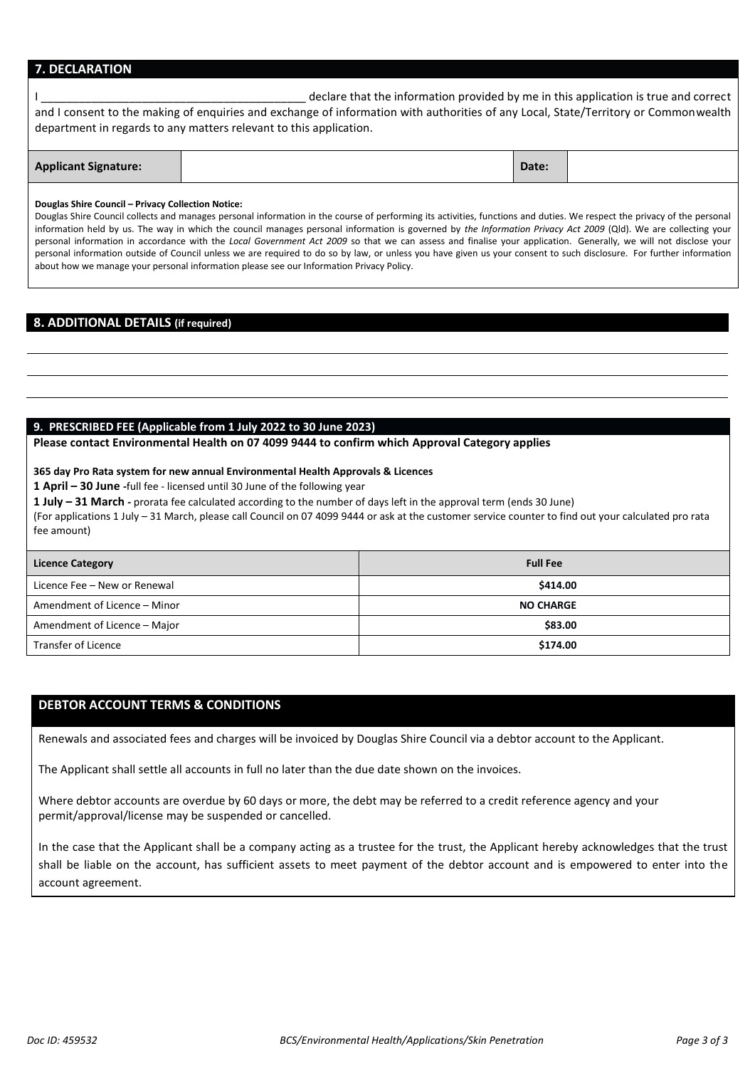## 7. DECLARATION

I ________________________________________ declare that the information provided by me in this application is true and correct and I consent to the making of enquiries and exchange of information with authorities of any Local, State/Territory or Commonwealth department in regards to any matters relevant to this application.

| Applicant Signature: | | Date: | |
|---|---|---|---|

**Douglas Shire Council – Privacy Collection Notice:**
Douglas Shire Council collects and manages personal information in the course of performing its activities, functions and duties. We respect the privacy of the personal information held by us. The way in which the council manages personal information is governed by *the Information Privacy Act 2009* (Qld). We are collecting your personal information in accordance with the *Local Government Act 2009* so that we can assess and finalise your application. Generally, we will not disclose your personal information outside of Council unless we are required to do so by law, or unless you have given us your consent to such disclosure. For further information about how we manage your personal information please see our Information Privacy Policy.

## 8. ADDITIONAL DETAILS (if required)

______________________________________________

______________________________________________

______________________________________________

## 9. PRESCRIBED FEE (Applicable from 1 July 2022 to 30 June 2023)

**Please contact Environmental Health on 07 4099 9444 to confirm which Approval Category applies**

**365 day Pro Rata system for new annual Environmental Health Approvals & Licences**

**1 April – 30 June -** full fee - licensed until 30 June of the following year

**1 July – 31 March -** prorata fee calculated according to the number of days left in the approval term (ends 30 June)

(For applications 1 July – 31 March, please call Council on 07 4099 9444 or ask at the customer service counter to find out your calculated pro rata fee amount)

| Licence Category | Full Fee |
|---|---|
| Licence Fee – New or Renewal | **$414.00** |
| Amendment of Licence – Minor | **NO CHARGE** |
| Amendment of Licence – Major | **$83.00** |
| Transfer of Licence | **$174.00** |

## DEBTOR ACCOUNT TERMS & CONDITIONS

Renewals and associated fees and charges will be invoiced by Douglas Shire Council via a debtor account to the Applicant.

The Applicant shall settle all accounts in full no later than the due date shown on the invoices.

Where debtor accounts are overdue by 60 days or more, the debt may be referred to a credit reference agency and your permit/approval/license may be suspended or cancelled.

In the case that the Applicant shall be a company acting as a trustee for the trust, the Applicant hereby acknowledges that the trust shall be liable on the account, has sufficient assets to meet payment of the debtor account and is empowered to enter into the account agreement.